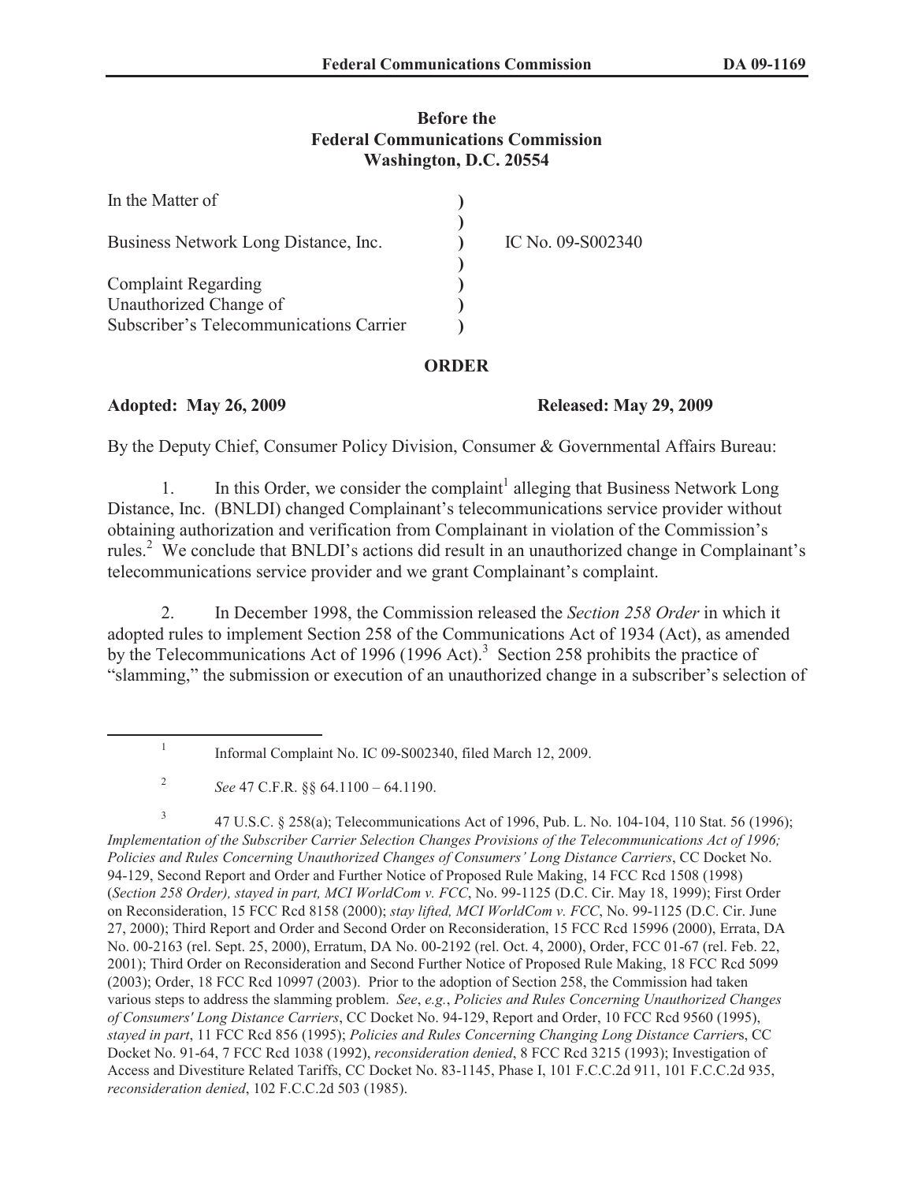**Before the**
**Federal Communications Commission**
**Washington, D.C. 20554**

| | | |
|---|---|---|
| In the Matter of | ) | |
| | ) | |
| Business Network Long Distance, Inc. | ) | IC No. 09-S002340 |
| | ) | |
| Complaint Regarding | ) | |
| Unauthorized Change of | ) | |
| Subscriber's Telecommunications Carrier | ) | |

**ORDER**

**Adopted: May 26, 2009** **Released: May 29, 2009**

By the Deputy Chief, Consumer Policy Division, Consumer & Governmental Affairs Bureau:

1. In this Order, we consider the complaint[1] alleging that Business Network Long Distance, Inc. (BNLDI) changed Complainant's telecommunications service provider without obtaining authorization and verification from Complainant in violation of the Commission's rules.[2] We conclude that BNLDI's actions did result in an unauthorized change in Complainant's telecommunications service provider and we grant Complainant's complaint.

2. In December 1998, the Commission released the *Section 258 Order* in which it adopted rules to implement Section 258 of the Communications Act of 1934 (Act), as amended by the Telecommunications Act of 1996 (1996 Act).[3] Section 258 prohibits the practice of "slamming," the submission or execution of an unauthorized change in a subscriber's selection of

---

[1] Informal Complaint No. IC 09-S002340, filed March 12, 2009.

[2] *See* 47 C.F.R. §§ 64.1100 – 64.1190.

[3] 47 U.S.C. § 258(a); Telecommunications Act of 1996, Pub. L. No. 104-104, 110 Stat. 56 (1996); *Implementation of the Subscriber Carrier Selection Changes Provisions of the Telecommunications Act of 1996; Policies and Rules Concerning Unauthorized Changes of Consumers' Long Distance Carriers*, CC Docket No. 94-129, Second Report and Order and Further Notice of Proposed Rule Making, 14 FCC Rcd 1508 (1998) (*Section 258 Order), stayed in part, MCI WorldCom v. FCC*, No. 99-1125 (D.C. Cir. May 18, 1999); First Order on Reconsideration, 15 FCC Rcd 8158 (2000); *stay lifted, MCI WorldCom v. FCC*, No. 99-1125 (D.C. Cir. June 27, 2000); Third Report and Order and Second Order on Reconsideration, 15 FCC Rcd 15996 (2000), Errata, DA No. 00-2163 (rel. Sept. 25, 2000), Erratum, DA No. 00-2192 (rel. Oct. 4, 2000), Order, FCC 01-67 (rel. Feb. 22, 2001); Third Order on Reconsideration and Second Further Notice of Proposed Rule Making, 18 FCC Rcd 5099 (2003); Order, 18 FCC Rcd 10997 (2003). Prior to the adoption of Section 258, the Commission had taken various steps to address the slamming problem. *See*, *e.g.*, *Policies and Rules Concerning Unauthorized Changes of Consumers' Long Distance Carriers*, CC Docket No. 94-129, Report and Order, 10 FCC Rcd 9560 (1995), *stayed in part*, 11 FCC Rcd 856 (1995); *Policies and Rules Concerning Changing Long Distance Carrier*s, CC Docket No. 91-64, 7 FCC Rcd 1038 (1992), *reconsideration denied*, 8 FCC Rcd 3215 (1993); Investigation of Access and Divestiture Related Tariffs, CC Docket No. 83-1145, Phase I, 101 F.C.C.2d 911, 101 F.C.C.2d 935, *reconsideration denied*, 102 F.C.C.2d 503 (1985).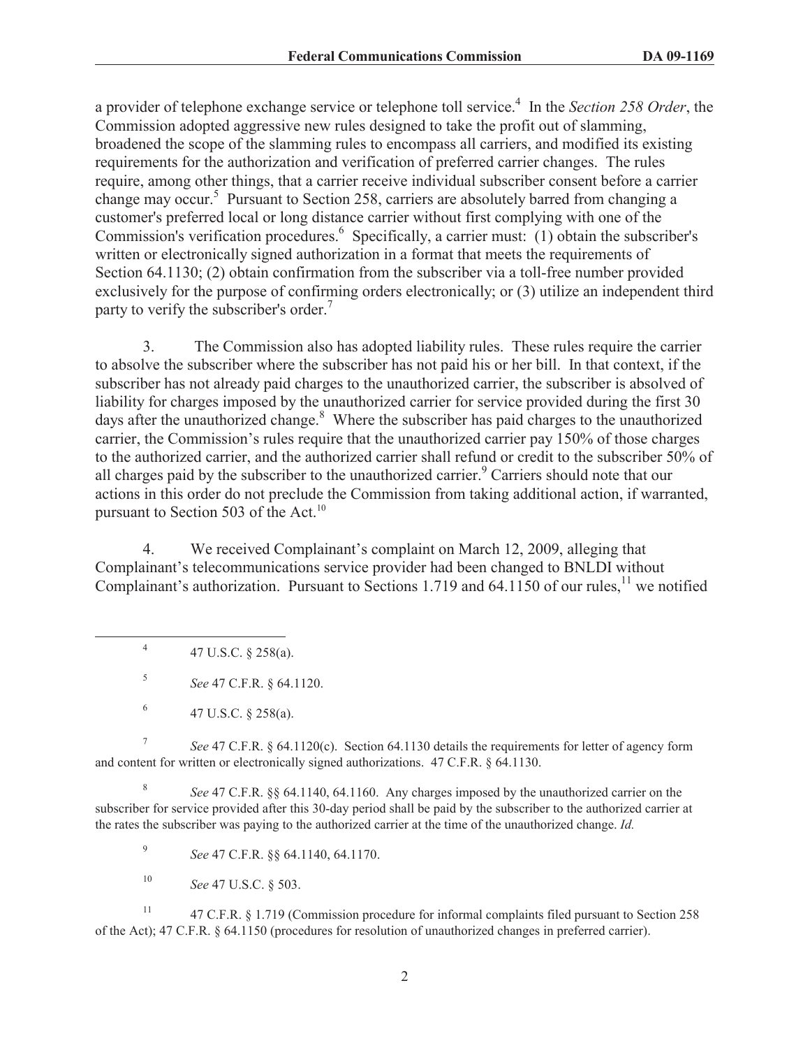a provider of telephone exchange service or telephone toll service.[4] In the *Section 258 Order*, the Commission adopted aggressive new rules designed to take the profit out of slamming, broadened the scope of the slamming rules to encompass all carriers, and modified its existing requirements for the authorization and verification of preferred carrier changes. The rules require, among other things, that a carrier receive individual subscriber consent before a carrier change may occur.[5] Pursuant to Section 258, carriers are absolutely barred from changing a customer's preferred local or long distance carrier without first complying with one of the Commission's verification procedures.[6] Specifically, a carrier must: (1) obtain the subscriber's written or electronically signed authorization in a format that meets the requirements of Section 64.1130; (2) obtain confirmation from the subscriber via a toll-free number provided exclusively for the purpose of confirming orders electronically; or (3) utilize an independent third party to verify the subscriber's order.[7]

3. The Commission also has adopted liability rules. These rules require the carrier to absolve the subscriber where the subscriber has not paid his or her bill. In that context, if the subscriber has not already paid charges to the unauthorized carrier, the subscriber is absolved of liability for charges imposed by the unauthorized carrier for service provided during the first 30 days after the unauthorized change.[8] Where the subscriber has paid charges to the unauthorized carrier, the Commission's rules require that the unauthorized carrier pay 150% of those charges to the authorized carrier, and the authorized carrier shall refund or credit to the subscriber 50% of all charges paid by the subscriber to the unauthorized carrier.[9] Carriers should note that our actions in this order do not preclude the Commission from taking additional action, if warranted, pursuant to Section 503 of the Act.[10]

4. We received Complainant's complaint on March 12, 2009, alleging that Complainant's telecommunications service provider had been changed to BNLDI without Complainant's authorization. Pursuant to Sections 1.719 and 64.1150 of our rules,[11] we notified

---

[4] 47 U.S.C. § 258(a).

[5] *See* 47 C.F.R. § 64.1120.

[6] 47 U.S.C. § 258(a).

[7] *See* 47 C.F.R. § 64.1120(c). Section 64.1130 details the requirements for letter of agency form and content for written or electronically signed authorizations. 47 C.F.R. § 64.1130.

[8] *See* 47 C.F.R. §§ 64.1140, 64.1160. Any charges imposed by the unauthorized carrier on the subscriber for service provided after this 30-day period shall be paid by the subscriber to the authorized carrier at the rates the subscriber was paying to the authorized carrier at the time of the unauthorized change. *Id.*

[9] *See* 47 C.F.R. §§ 64.1140, 64.1170.

[10] *See* 47 U.S.C. § 503.

[11] 47 C.F.R. § 1.719 (Commission procedure for informal complaints filed pursuant to Section 258 of the Act); 47 C.F.R. § 64.1150 (procedures for resolution of unauthorized changes in preferred carrier).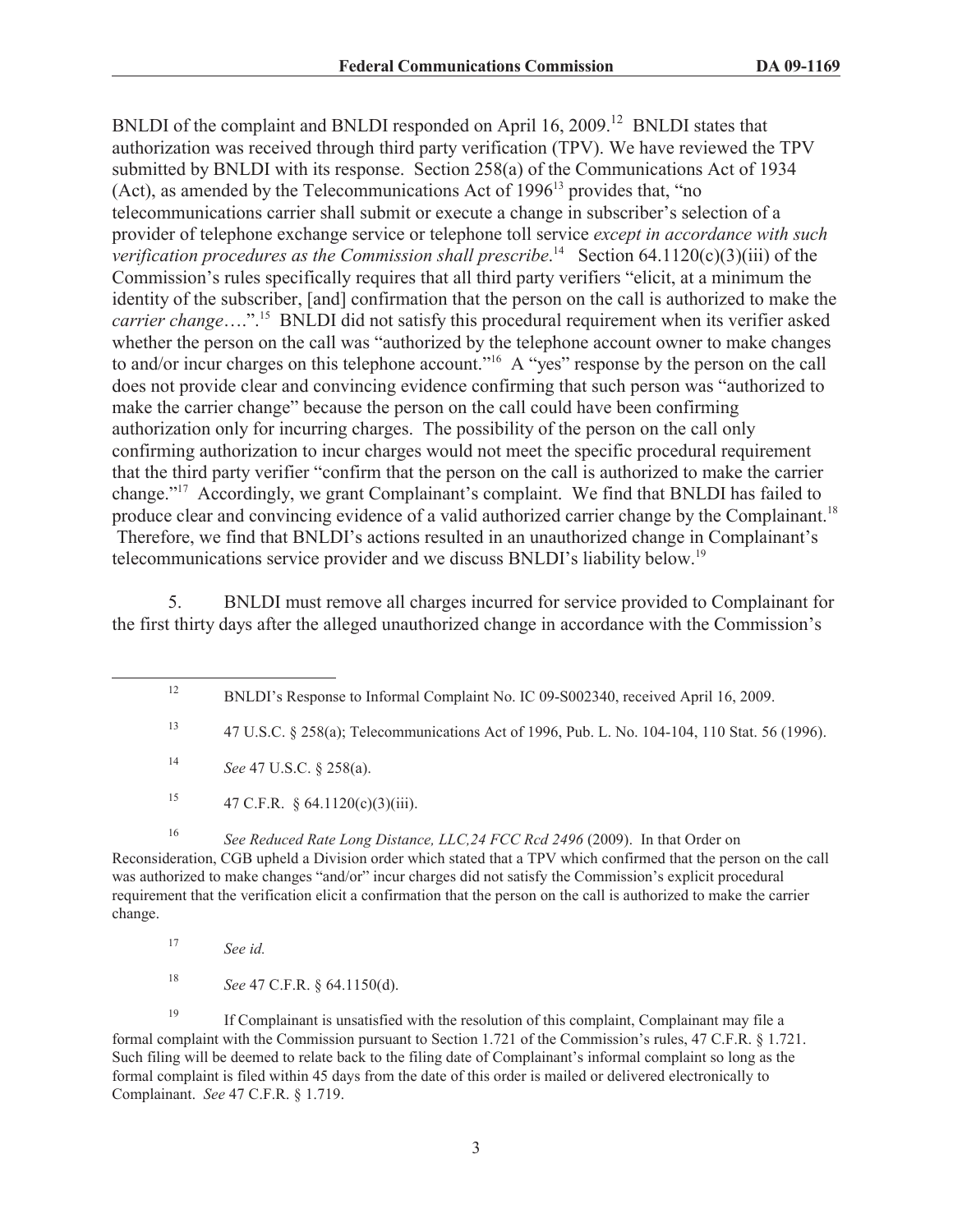BNLDI of the complaint and BNLDI responded on April 16, 2009.[12] BNLDI states that authorization was received through third party verification (TPV). We have reviewed the TPV submitted by BNLDI with its response. Section 258(a) of the Communications Act of 1934 (Act), as amended by the Telecommunications Act of 1996[13] provides that, "no telecommunications carrier shall submit or execute a change in subscriber's selection of a provider of telephone exchange service or telephone toll service *except in accordance with such verification procedures as the Commission shall prescribe*.[14] Section 64.1120(c)(3)(iii) of the Commission's rules specifically requires that all third party verifiers "elicit, at a minimum the identity of the subscriber, [and] confirmation that the person on the call is authorized to make the *carrier change*….".[15] BNLDI did not satisfy this procedural requirement when its verifier asked whether the person on the call was "authorized by the telephone account owner to make changes to and/or incur charges on this telephone account."[16] A "yes" response by the person on the call does not provide clear and convincing evidence confirming that such person was "authorized to make the carrier change" because the person on the call could have been confirming authorization only for incurring charges. The possibility of the person on the call only confirming authorization to incur charges would not meet the specific procedural requirement that the third party verifier "confirm that the person on the call is authorized to make the carrier change."[17] Accordingly, we grant Complainant's complaint. We find that BNLDI has failed to produce clear and convincing evidence of a valid authorized carrier change by the Complainant.[18] Therefore, we find that BNLDI's actions resulted in an unauthorized change in Complainant's telecommunications service provider and we discuss BNLDI's liability below.[19]

5. BNLDI must remove all charges incurred for service provided to Complainant for the first thirty days after the alleged unauthorized change in accordance with the Commission's

---

[12] BNLDI's Response to Informal Complaint No. IC 09-S002340, received April 16, 2009.

[13] 47 U.S.C. § 258(a); Telecommunications Act of 1996, Pub. L. No. 104-104, 110 Stat. 56 (1996).

[14] *See* 47 U.S.C. § 258(a).

[15] 47 C.F.R. § 64.1120(c)(3)(iii).

[16] *See Reduced Rate Long Distance, LLC,24 FCC Rcd 2496* (2009). In that Order on Reconsideration, CGB upheld a Division order which stated that a TPV which confirmed that the person on the call was authorized to make changes "and/or" incur charges did not satisfy the Commission's explicit procedural requirement that the verification elicit a confirmation that the person on the call is authorized to make the carrier change.

[17] *See id.*

[18] *See* 47 C.F.R. § 64.1150(d).

[19] If Complainant is unsatisfied with the resolution of this complaint, Complainant may file a formal complaint with the Commission pursuant to Section 1.721 of the Commission's rules, 47 C.F.R. § 1.721. Such filing will be deemed to relate back to the filing date of Complainant's informal complaint so long as the formal complaint is filed within 45 days from the date of this order is mailed or delivered electronically to Complainant. *See* 47 C.F.R. § 1.719.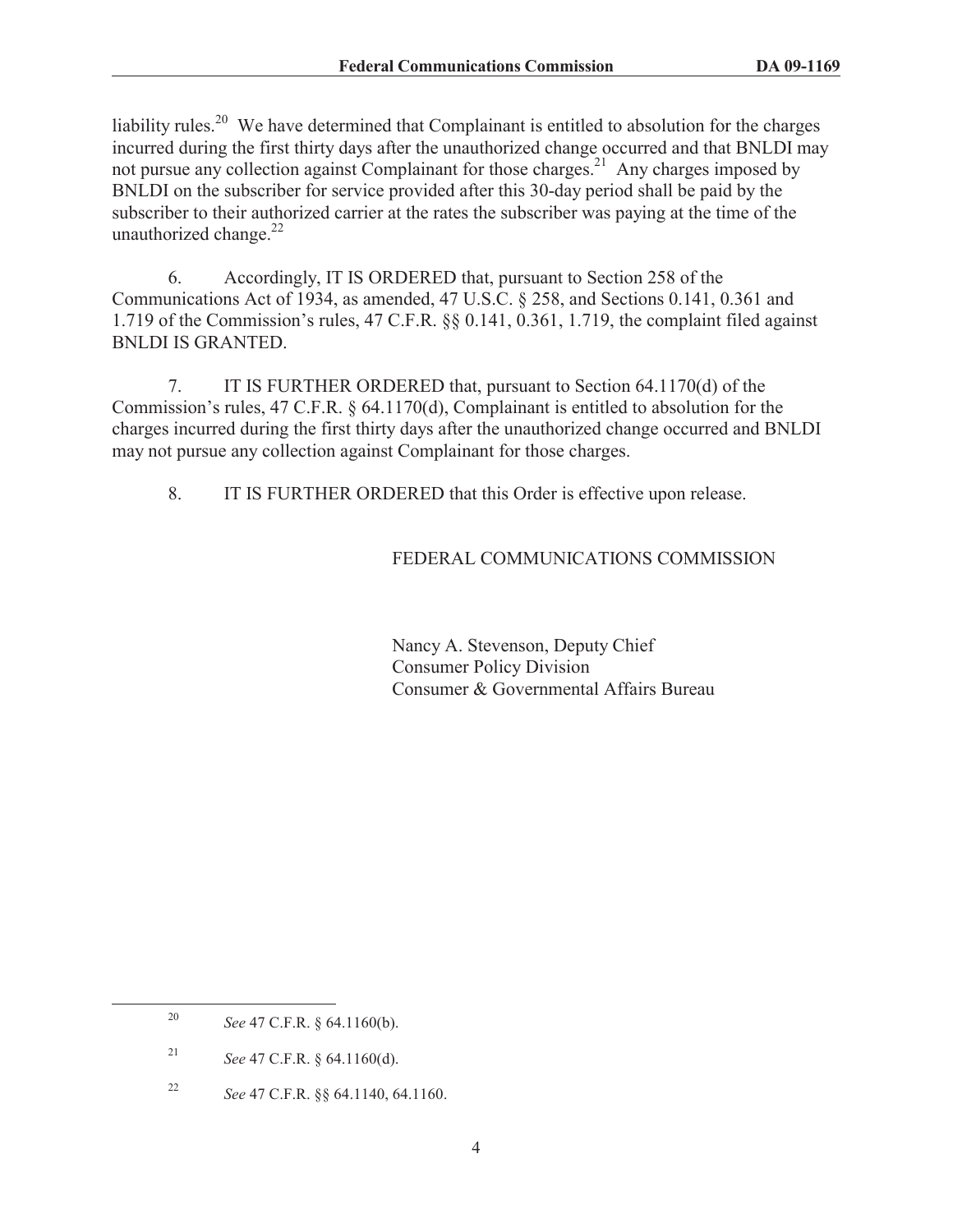liability rules.[20] We have determined that Complainant is entitled to absolution for the charges incurred during the first thirty days after the unauthorized change occurred and that BNLDI may not pursue any collection against Complainant for those charges.[21] Any charges imposed by BNLDI on the subscriber for service provided after this 30-day period shall be paid by the subscriber to their authorized carrier at the rates the subscriber was paying at the time of the unauthorized change.[22]

6. Accordingly, IT IS ORDERED that, pursuant to Section 258 of the Communications Act of 1934, as amended, 47 U.S.C. § 258, and Sections 0.141, 0.361 and 1.719 of the Commission's rules, 47 C.F.R. §§ 0.141, 0.361, 1.719, the complaint filed against BNLDI IS GRANTED.

7. IT IS FURTHER ORDERED that, pursuant to Section 64.1170(d) of the Commission's rules, 47 C.F.R. § 64.1170(d), Complainant is entitled to absolution for the charges incurred during the first thirty days after the unauthorized change occurred and BNLDI may not pursue any collection against Complainant for those charges.

8. IT IS FURTHER ORDERED that this Order is effective upon release.

FEDERAL COMMUNICATIONS COMMISSION

Nancy A. Stevenson, Deputy Chief
Consumer Policy Division
Consumer & Governmental Affairs Bureau

---

[20] *See* 47 C.F.R. § 64.1160(b).

[21] *See* 47 C.F.R. § 64.1160(d).

[22] *See* 47 C.F.R. §§ 64.1140, 64.1160.